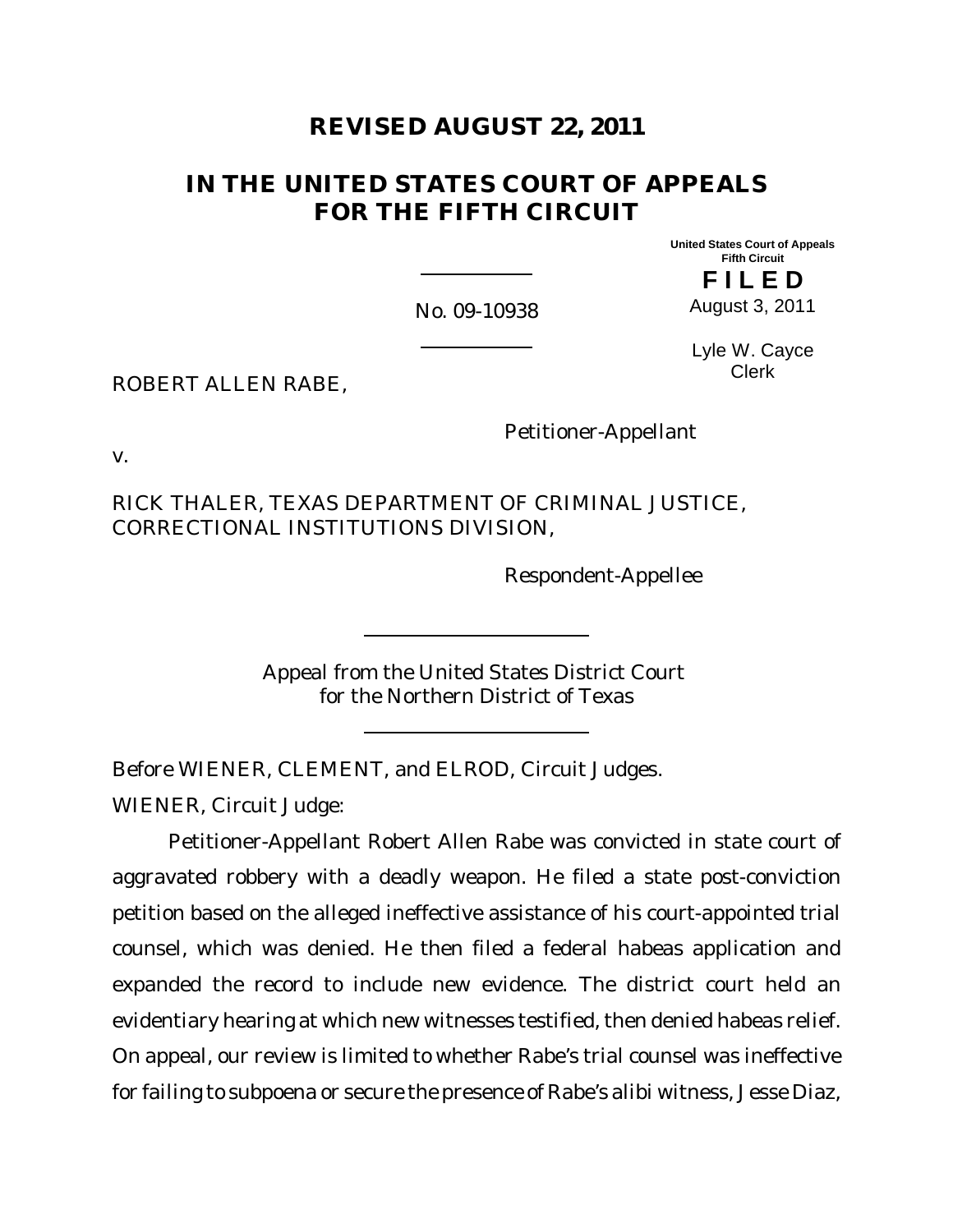**REVISED AUGUST 22, 2011**

# IN THE UNITED STATES COURT OF APPEALS FOR THE FIFTH CIRCUIT

United States Court of Appeals
Fifth Circuit

**F I L E D**

August 3, 2011

Lyle W. Cayce
Clerk

No. 09-10938

ROBERT ALLEN RABE,

Petitioner-Appellant

v.

RICK THALER, TEXAS DEPARTMENT OF CRIMINAL JUSTICE, CORRECTIONAL INSTITUTIONS DIVISION,

Respondent-Appellee

Appeal from the United States District Court for the Northern District of Texas

Before WIENER, CLEMENT, and ELROD, Circuit Judges.

WIENER, Circuit Judge:

Petitioner-Appellant Robert Allen Rabe was convicted in state court of aggravated robbery with a deadly weapon. He filed a state post-conviction petition based on the alleged ineffective assistance of his court-appointed trial counsel, which was denied. He then filed a federal habeas application and expanded the record to include new evidence. The district court held an evidentiary hearing at which new witnesses testified, then denied habeas relief. On appeal, our review is limited to whether Rabe's trial counsel was ineffective for failing to subpoena or secure the presence of Rabe's alibi witness, Jesse Diaz,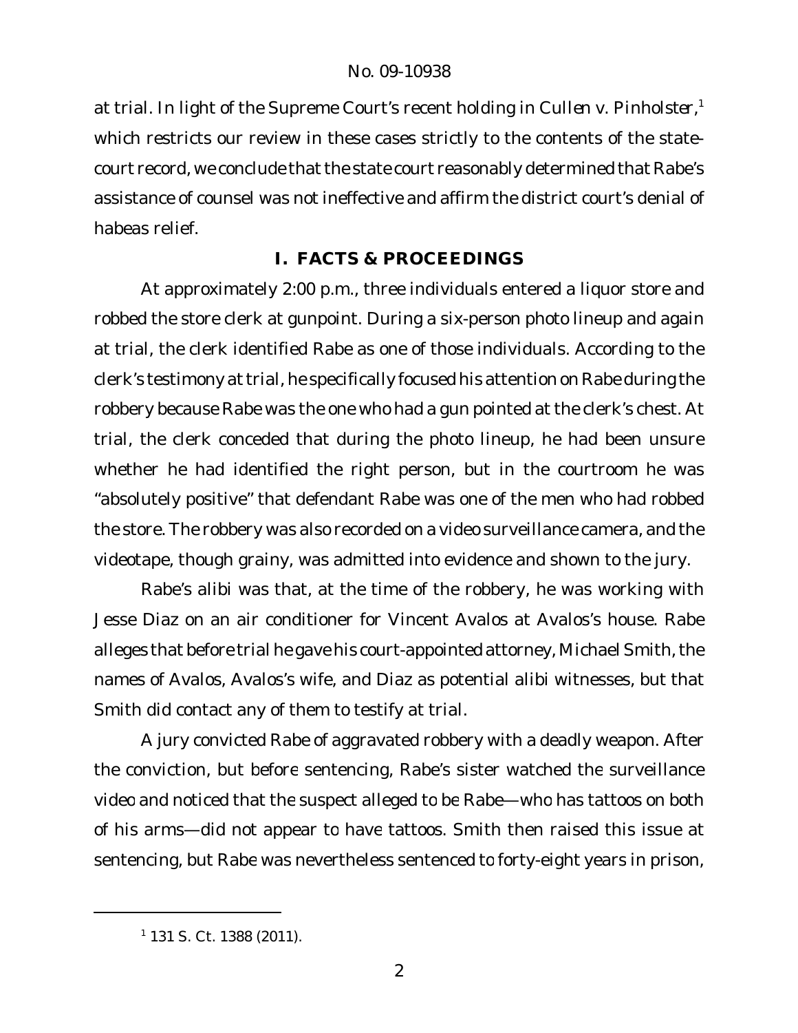at trial. In light of the Supreme Court's recent holding in *Cullen v. Pinholster*,[1] which restricts our review in these cases strictly to the contents of the state-court record, we conclude that the state court reasonably determined that Rabe's assistance of counsel was not ineffective and affirm the district court's denial of habeas relief.

## I. FACTS & PROCEEDINGS

At approximately 2:00 p.m., three individuals entered a liquor store and robbed the store clerk at gunpoint. During a six-person photo lineup and again at trial, the clerk identified Rabe as one of those individuals. According to the clerk's testimony at trial, he specifically focused his attention on Rabe during the robbery because Rabe was the one who had a gun pointed at the clerk's chest. At trial, the clerk conceded that during the photo lineup, he had been unsure whether he had identified the right person, but in the courtroom he was "absolutely positive" that defendant Rabe was one of the men who had robbed the store. The robbery was also recorded on a video surveillance camera, and the videotape, though grainy, was admitted into evidence and shown to the jury.

Rabe's alibi was that, at the time of the robbery, he was working with Jesse Diaz on an air conditioner for Vincent Avalos at Avalos's house. Rabe alleges that before trial he gave his court-appointed attorney, Michael Smith, the names of Avalos, Avalos's wife, and Diaz as potential alibi witnesses, but that Smith did contact any of them to testify at trial.

A jury convicted Rabe of aggravated robbery with a deadly weapon. After the conviction, but before sentencing, Rabe's sister watched the surveillance video and noticed that the suspect alleged to be Rabe—who has tattoos on both of his arms—did not appear to have tattoos. Smith then raised this issue at sentencing, but Rabe was nevertheless sentenced to forty-eight years in prison,

[1] 131 S. Ct. 1388 (2011).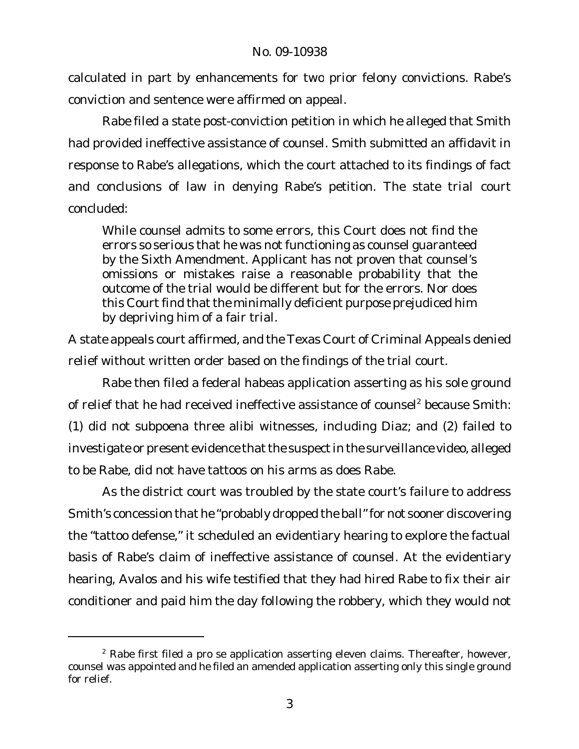calculated in part by enhancements for two prior felony convictions. Rabe's conviction and sentence were affirmed on appeal.

Rabe filed a state post-conviction petition in which he alleged that Smith had provided ineffective assistance of counsel. Smith submitted an affidavit in response to Rabe's allegations, which the court attached to its findings of fact and conclusions of law in denying Rabe's petition. The state trial court concluded:

> While counsel admits to some errors, this Court does not find the errors so serious that he was not functioning as counsel guaranteed by the Sixth Amendment. Applicant has not proven that counsel's omissions or mistakes raise a reasonable probability that the outcome of the trial would be different but for the errors. Nor does this Court find that the minimally deficient purpose prejudiced him by depriving him of a fair trial.

A state appeals court affirmed, and the Texas Court of Criminal Appeals denied relief without written order based on the findings of the trial court.

Rabe then filed a federal habeas application asserting as his sole ground of relief that he had received ineffective assistance of counsel[2] because Smith: (1) did not subpoena three alibi witnesses, including Diaz; and (2) failed to investigate or present evidence that the suspect in the surveillance video, alleged to be Rabe, did not have tattoos on his arms as does Rabe.

As the district court was troubled by the state court's failure to address Smith's concession that he "probably dropped the ball" for not sooner discovering the "tattoo defense," it scheduled an evidentiary hearing to explore the factual basis of Rabe's claim of ineffective assistance of counsel. At the evidentiary hearing, Avalos and his wife testified that they had hired Rabe to fix their air conditioner and paid him the day following the robbery, which they would not

[2] Rabe first filed a pro se application asserting eleven claims. Thereafter, however, counsel was appointed and he filed an amended application asserting only this single ground for relief.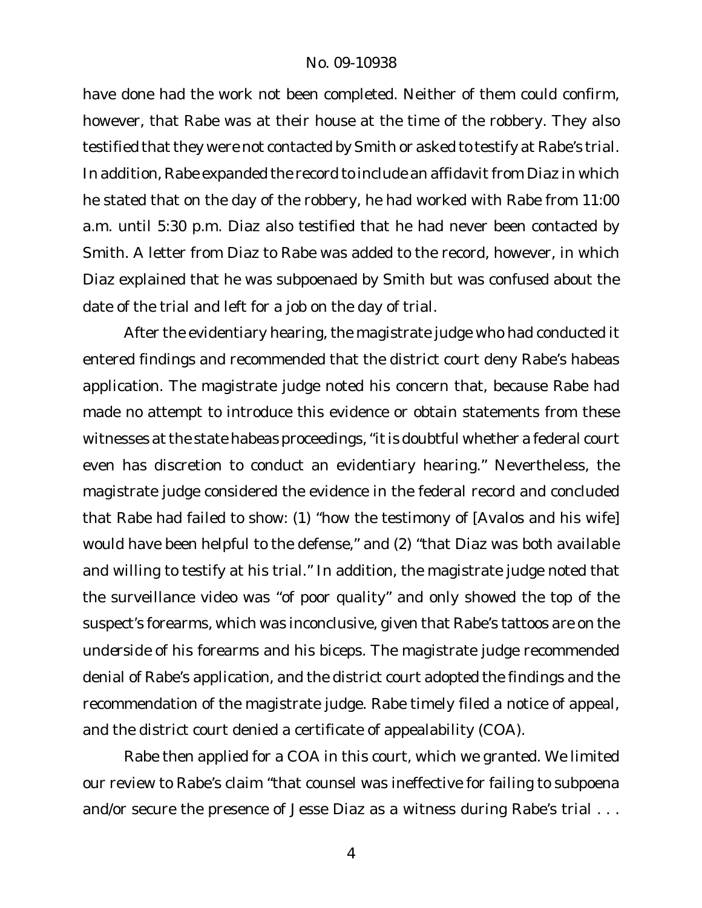have done had the work not been completed. Neither of them could confirm, however, that Rabe was at their house at the time of the robbery. They also testified that they were not contacted by Smith or asked to testify at Rabe's trial. In addition, Rabe expanded the record to include an affidavit from Diaz in which he stated that on the day of the robbery, he had worked with Rabe from 11:00 a.m. until 5:30 p.m. Diaz also testified that he had never been contacted by Smith. A letter from Diaz to Rabe was added to the record, however, in which Diaz explained that he was subpoenaed by Smith but was confused about the date of the trial and left for a job on the day of trial.

After the evidentiary hearing, the magistrate judge who had conducted it entered findings and recommended that the district court deny Rabe's habeas application. The magistrate judge noted his concern that, because Rabe had made no attempt to introduce this evidence or obtain statements from these witnesses at the state habeas proceedings, "it is doubtful whether a federal court even has discretion to conduct an evidentiary hearing." Nevertheless, the magistrate judge considered the evidence in the federal record and concluded that Rabe had failed to show: (1) "how the testimony of [Avalos and his wife] would have been helpful to the defense," and (2) "that Diaz was both available and willing to testify at his trial." In addition, the magistrate judge noted that the surveillance video was "of poor quality" and only showed the top of the suspect's forearms, which was inconclusive, given that Rabe's tattoos are on the underside of his forearms and his biceps. The magistrate judge recommended denial of Rabe's application, and the district court adopted the findings and the recommendation of the magistrate judge. Rabe timely filed a notice of appeal, and the district court denied a certificate of appealability (COA).

Rabe then applied for a COA in this court, which we granted. We limited our review to Rabe's claim "that counsel was ineffective for failing to subpoena and/or secure the presence of Jesse Diaz as a witness during Rabe's trial . . .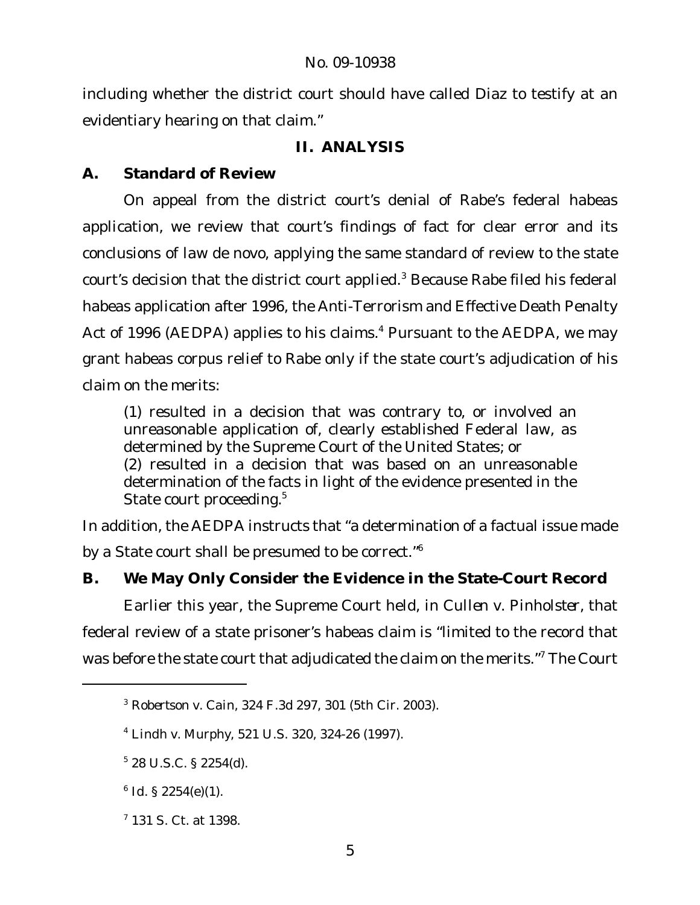including whether the district court should have called Diaz to testify at an evidentiary hearing on that claim."

## II. ANALYSIS

### A. Standard of Review

On appeal from the district court's denial of Rabe's federal habeas application, we review that court's findings of fact for clear error and its conclusions of law de novo, applying the same standard of review to the state court's decision that the district court applied.[3] Because Rabe filed his federal habeas application after 1996, the Anti-Terrorism and Effective Death Penalty Act of 1996 (AEDPA) applies to his claims.[4] Pursuant to the AEDPA, we may grant habeas corpus relief to Rabe only if the state court's adjudication of his claim on the merits:

> (1) resulted in a decision that was contrary to, or involved an unreasonable application of, clearly established Federal law, as determined by the Supreme Court of the United States; or
> (2) resulted in a decision that was based on an unreasonable determination of the facts in light of the evidence presented in the State court proceeding.[5]

In addition, the AEDPA instructs that "a determination of a factual issue made by a State court shall be presumed to be correct."[6]

### B. We May Only Consider the Evidence in the State-Court Record

Earlier this year, the Supreme Court held, in *Cullen v. Pinholster*, that federal review of a state prisoner's habeas claim is "limited to the record that was before the state court that adjudicated the claim on the merits."[7] The Court

---

[3] *Robertson v. Cain*, 324 F.3d 297, 301 (5th Cir. 2003).

[4] *Lindh v. Murphy*, 521 U.S. 320, 324-26 (1997).

[5] 28 U.S.C. § 2254(d).

[6] *Id.* § 2254(e)(1).

[7] 131 S. Ct. at 1398.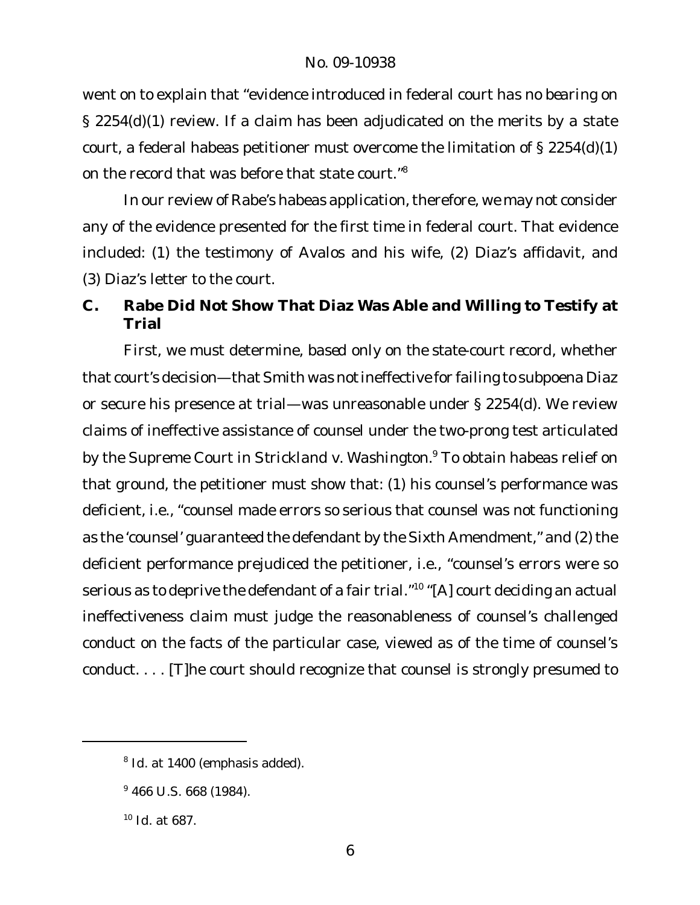went on to explain that "evidence introduced in federal court has no bearing on § 2254(d)(1) review. If a claim has been adjudicated on the merits by a state court, a federal habeas petitioner must overcome the limitation of § 2254(d)(1) on the record that was before that state court."[8]

In our review of Rabe's habeas application, therefore, we may not consider any of the evidence presented for the first time in federal court. That evidence included: (1) the testimony of Avalos and his wife, (2) Diaz's affidavit, and (3) Diaz's letter to the court.

### C. Rabe Did Not Show That Diaz Was Able and Willing to Testify at Trial

First, we must determine, based only on the state-court record, whether that court's decision—that Smith was not ineffective for failing to subpoena Diaz or secure his presence at trial—was unreasonable under § 2254(d). We review claims of ineffective assistance of counsel under the two-prong test articulated by the Supreme Court in *Strickland v. Washington*.[9] To obtain habeas relief on that ground, the petitioner must show that: (1) his counsel's performance was deficient, i.e., "counsel made errors so serious that counsel was not functioning as the 'counsel' guaranteed the defendant by the Sixth Amendment," and (2) the deficient performance prejudiced the petitioner, i.e., "counsel's errors were so serious as to deprive the defendant of a fair trial."[10] "[A] court deciding an actual ineffectiveness claim must judge the reasonableness of counsel's challenged conduct on the facts of the particular case, viewed as of the time of counsel's conduct. . . . [T]he court should recognize that counsel is strongly presumed to

---

[8] *Id.* at 1400 (emphasis added).

[9] 466 U.S. 668 (1984).

[10] *Id.* at 687.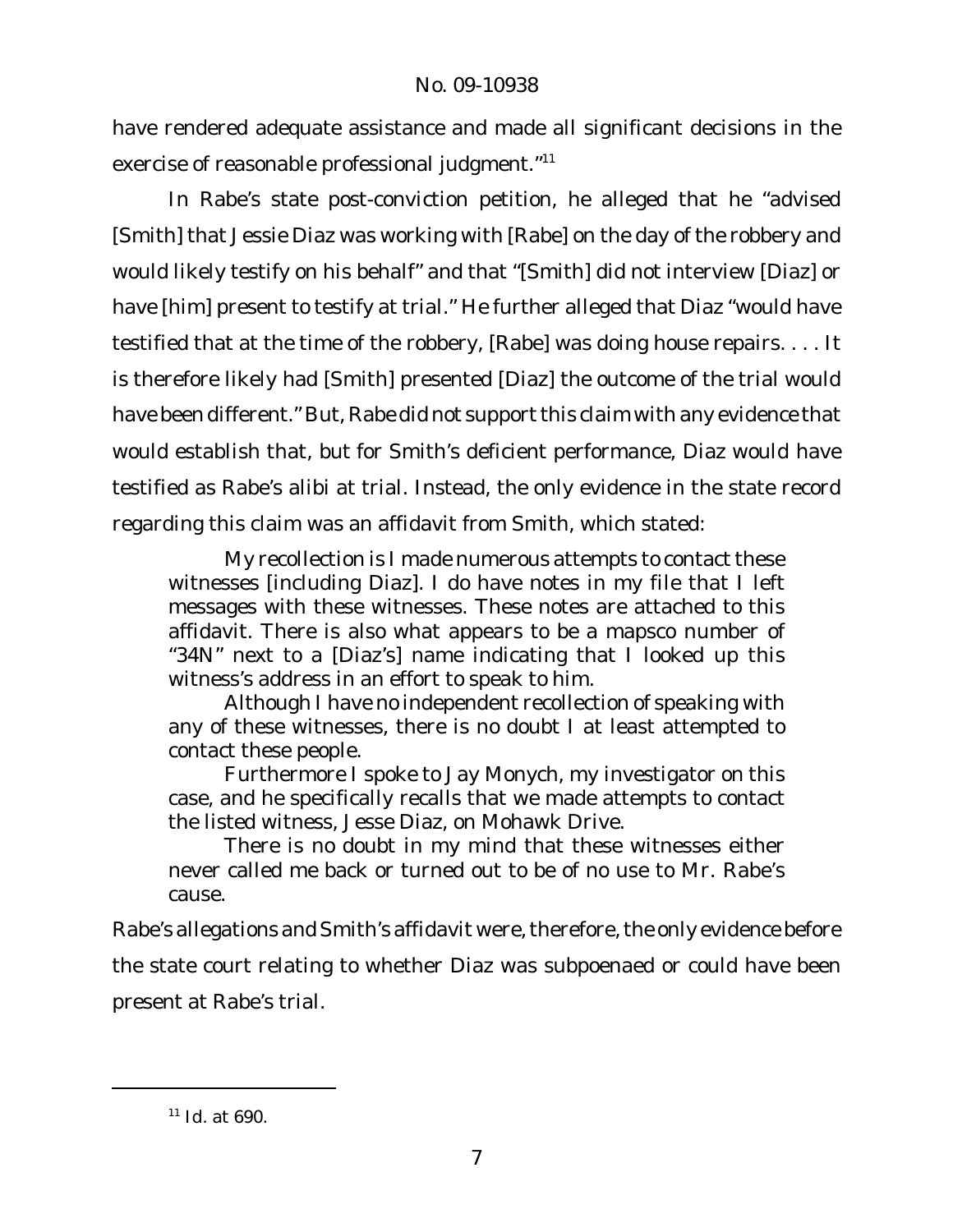have rendered adequate assistance and made all significant decisions in the exercise of reasonable professional judgment."[11]

In Rabe's state post-conviction petition, he alleged that he "advised [Smith] that Jessie Diaz was working with [Rabe] on the day of the robbery and would likely testify on his behalf" and that "[Smith] did not interview [Diaz] or have [him] present to testify at trial." He further alleged that Diaz "would have testified that at the time of the robbery, [Rabe] was doing house repairs. . . . It is therefore likely had [Smith] presented [Diaz] the outcome of the trial would have been different." But, Rabe did not support this claim with any evidence that would establish that, but for Smith's deficient performance, Diaz would have testified as Rabe's alibi at trial. Instead, the only evidence in the state record regarding this claim was an affidavit from Smith, which stated:

> My recollection is I made numerous attempts to contact these witnesses [including Diaz]. I do have notes in my file that I left messages with these witnesses. These notes are attached to this affidavit. There is also what appears to be a mapsco number of "34N" next to a [Diaz's] name indicating that I looked up this witness's address in an effort to speak to him.
>
> Although I have no independent recollection of speaking with any of these witnesses, there is no doubt I at least attempted to contact these people.
>
> Furthermore I spoke to Jay Monych, my investigator on this case, and he specifically recalls that we made attempts to contact the listed witness, Jesse Diaz, on Mohawk Drive.
>
> There is no doubt in my mind that these witnesses either never called me back or turned out to be of no use to Mr. Rabe's cause.

Rabe's allegations and Smith's affidavit were, therefore, the only evidence before the state court relating to whether Diaz was subpoenaed or could have been present at Rabe's trial.

[11] *Id.* at 690.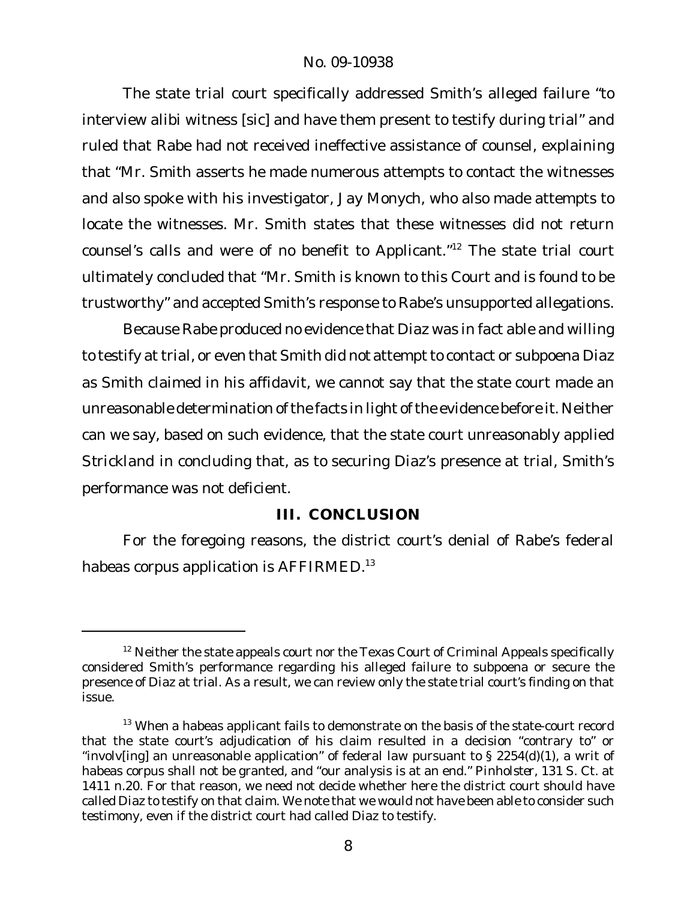The state trial court specifically addressed Smith's alleged failure "to interview alibi witness [sic] and have them present to testify during trial" and ruled that Rabe had not received ineffective assistance of counsel, explaining that "Mr. Smith asserts he made numerous attempts to contact the witnesses and also spoke with his investigator, Jay Monych, who also made attempts to locate the witnesses. Mr. Smith states that these witnesses did not return counsel's calls and were of no benefit to Applicant."[12] The state trial court ultimately concluded that "Mr. Smith is known to this Court and is found to be trustworthy" and accepted Smith's response to Rabe's unsupported allegations.

Because Rabe produced no evidence that Diaz was in fact able and willing to testify at trial, or even that Smith did not attempt to contact or subpoena Diaz as Smith claimed in his affidavit, we cannot say that the state court made an unreasonable determination of the facts in light of the evidence before it. Neither can we say, based on such evidence, that the state court unreasonably applied *Strickland* in concluding that, as to securing Diaz's presence at trial, Smith's performance was not deficient.

## III. CONCLUSION

For the foregoing reasons, the district court's denial of Rabe's federal habeas corpus application is AFFIRMED.[13]

---

[12] Neither the state appeals court nor the Texas Court of Criminal Appeals specifically considered Smith's performance regarding his alleged failure to subpoena or secure the presence of Diaz at trial. As a result, we can review only the state trial court's finding on that issue.

[13] When a habeas applicant fails to demonstrate on the basis of the state-court record that the state court's adjudication of his claim resulted in a decision "contrary to" or "involv[ing] an unreasonable application" of federal law pursuant to § 2254(d)(1), a writ of habeas corpus shall not be granted, and "our analysis is at an end." *Pinholster*, 131 S. Ct. at 1411 n.20. For that reason, we need not decide whether here the district court should have called Diaz to testify on that claim. We note that we would not have been able to consider such testimony, even if the district court had called Diaz to testify.